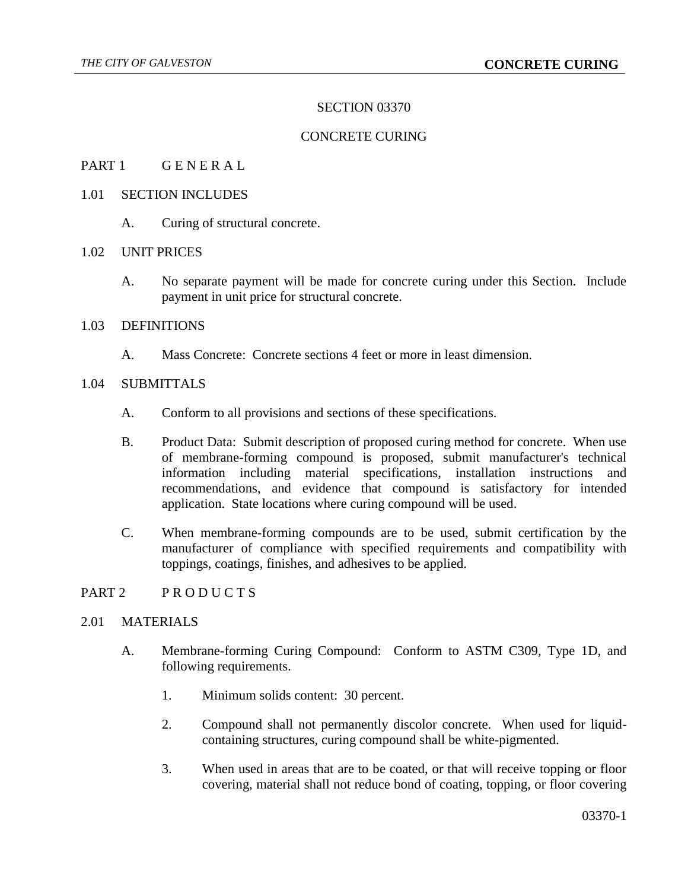# SECTION 03370

# CONCRETE CURING

## PART 1 G E N E R A L

### 1.01 SECTION INCLUDES

A. Curing of structural concrete.

### 1.02 UNIT PRICES

A. No separate payment will be made for concrete curing under this Section. Include payment in unit price for structural concrete.

### 1.03 DEFINITIONS

A. Mass Concrete: Concrete sections 4 feet or more in least dimension.

### 1.04 SUBMITTALS

A. Conform to all provisions and sections of these specifications.

B. Product Data: Submit description of proposed curing method for concrete. When use of membrane-forming compound is proposed, submit manufacturer's technical information including material specifications, installation instructions and recommendations, and evidence that compound is satisfactory for intended application. State locations where curing compound will be used.

C. When membrane-forming compounds are to be used, submit certification by the manufacturer of compliance with specified requirements and compatibility with toppings, coatings, finishes, and adhesives to be applied.

## PART 2 P R O D U C T S

### 2.01 MATERIALS

A. Membrane-forming Curing Compound: Conform to ASTM C309, Type 1D, and following requirements.

1. Minimum solids content: 30 percent.

2. Compound shall not permanently discolor concrete. When used for liquid-containing structures, curing compound shall be white-pigmented.

3. When used in areas that are to be coated, or that will receive topping or floor covering, material shall not reduce bond of coating, topping, or floor covering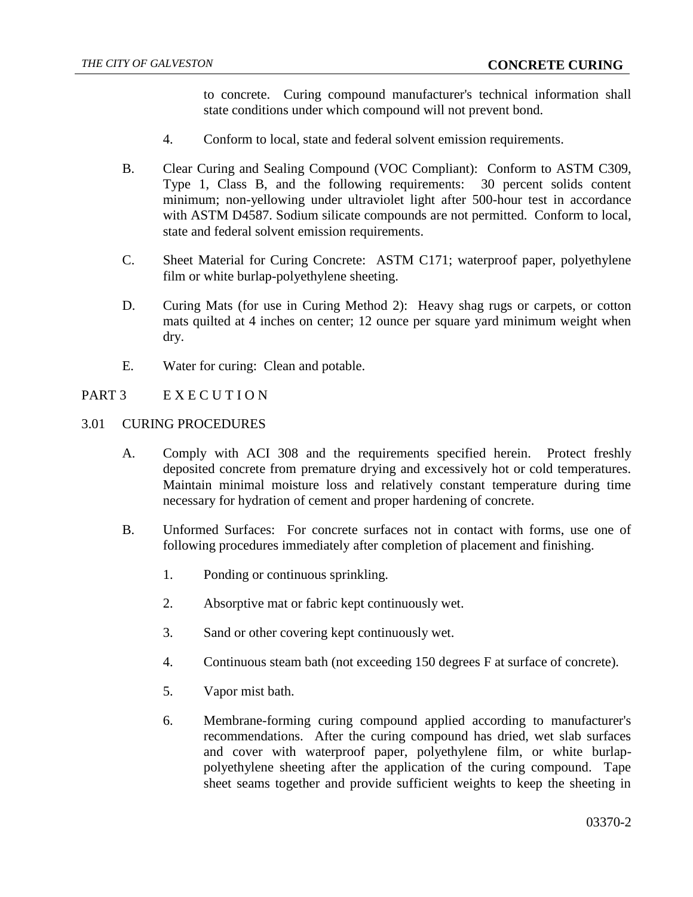to concrete. Curing compound manufacturer's technical information shall state conditions under which compound will not prevent bond.

4. Conform to local, state and federal solvent emission requirements.

B. Clear Curing and Sealing Compound (VOC Compliant): Conform to ASTM C309, Type 1, Class B, and the following requirements: 30 percent solids content minimum; non-yellowing under ultraviolet light after 500-hour test in accordance with ASTM D4587. Sodium silicate compounds are not permitted. Conform to local, state and federal solvent emission requirements.

C. Sheet Material for Curing Concrete: ASTM C171; waterproof paper, polyethylene film or white burlap-polyethylene sheeting.

D. Curing Mats (for use in Curing Method 2): Heavy shag rugs or carpets, or cotton mats quilted at 4 inches on center; 12 ounce per square yard minimum weight when dry.

E. Water for curing: Clean and potable.

## PART 3 E X E C U T I O N

### 3.01 CURING PROCEDURES

A. Comply with ACI 308 and the requirements specified herein. Protect freshly deposited concrete from premature drying and excessively hot or cold temperatures. Maintain minimal moisture loss and relatively constant temperature during time necessary for hydration of cement and proper hardening of concrete.

B. Unformed Surfaces: For concrete surfaces not in contact with forms, use one of following procedures immediately after completion of placement and finishing.

1. Ponding or continuous sprinkling.

2. Absorptive mat or fabric kept continuously wet.

3. Sand or other covering kept continuously wet.

4. Continuous steam bath (not exceeding 150 degrees F at surface of concrete).

5. Vapor mist bath.

6. Membrane-forming curing compound applied according to manufacturer's recommendations. After the curing compound has dried, wet slab surfaces and cover with waterproof paper, polyethylene film, or white burlap-polyethylene sheeting after the application of the curing compound. Tape sheet seams together and provide sufficient weights to keep the sheeting in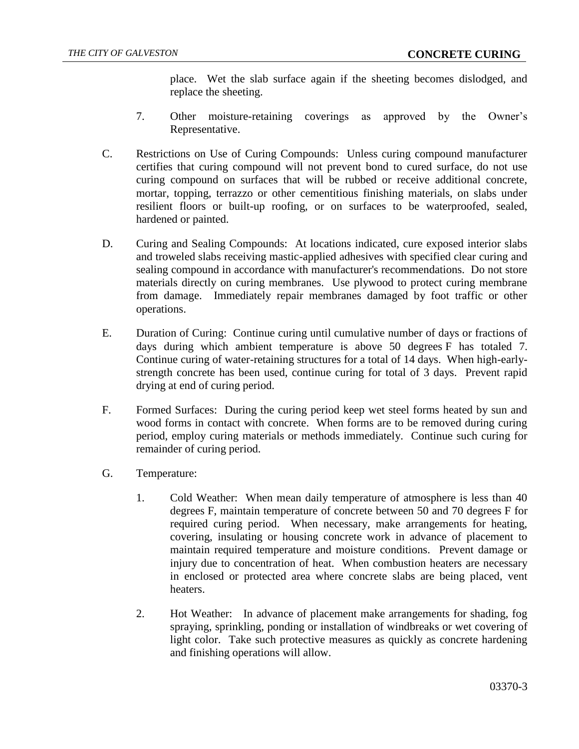place. Wet the slab surface again if the sheeting becomes dislodged, and replace the sheeting.

7. Other moisture-retaining coverings as approved by the Owner's Representative.

C. Restrictions on Use of Curing Compounds: Unless curing compound manufacturer certifies that curing compound will not prevent bond to cured surface, do not use curing compound on surfaces that will be rubbed or receive additional concrete, mortar, topping, terrazzo or other cementitious finishing materials, on slabs under resilient floors or built-up roofing, or on surfaces to be waterproofed, sealed, hardened or painted.

D. Curing and Sealing Compounds: At locations indicated, cure exposed interior slabs and troweled slabs receiving mastic-applied adhesives with specified clear curing and sealing compound in accordance with manufacturer's recommendations. Do not store materials directly on curing membranes. Use plywood to protect curing membrane from damage. Immediately repair membranes damaged by foot traffic or other operations.

E. Duration of Curing: Continue curing until cumulative number of days or fractions of days during which ambient temperature is above 50 degrees F has totaled 7. Continue curing of water-retaining structures for a total of 14 days. When high-early-strength concrete has been used, continue curing for total of 3 days. Prevent rapid drying at end of curing period.

F. Formed Surfaces: During the curing period keep wet steel forms heated by sun and wood forms in contact with concrete. When forms are to be removed during curing period, employ curing materials or methods immediately. Continue such curing for remainder of curing period.

G. Temperature:

1. Cold Weather: When mean daily temperature of atmosphere is less than 40 degrees F, maintain temperature of concrete between 50 and 70 degrees F for required curing period. When necessary, make arrangements for heating, covering, insulating or housing concrete work in advance of placement to maintain required temperature and moisture conditions. Prevent damage or injury due to concentration of heat. When combustion heaters are necessary in enclosed or protected area where concrete slabs are being placed, vent heaters.

2. Hot Weather: In advance of placement make arrangements for shading, fog spraying, sprinkling, ponding or installation of windbreaks or wet covering of light color. Take such protective measures as quickly as concrete hardening and finishing operations will allow.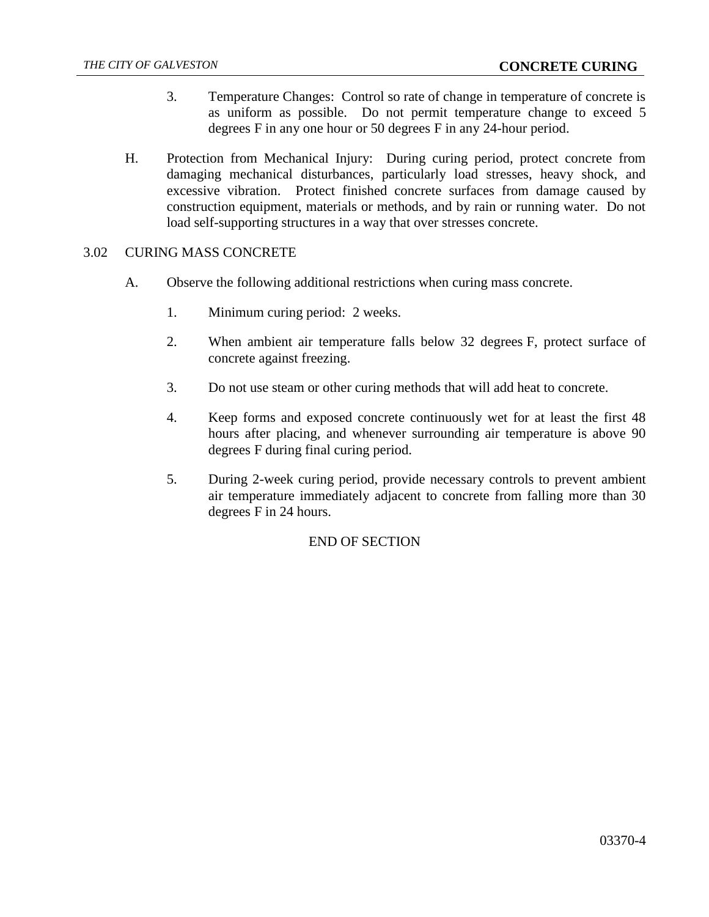3. Temperature Changes: Control so rate of change in temperature of concrete is as uniform as possible. Do not permit temperature change to exceed 5 degrees F in any one hour or 50 degrees F in any 24-hour period.

H. Protection from Mechanical Injury: During curing period, protect concrete from damaging mechanical disturbances, particularly load stresses, heavy shock, and excessive vibration. Protect finished concrete surfaces from damage caused by construction equipment, materials or methods, and by rain or running water. Do not load self-supporting structures in a way that over stresses concrete.

## 3.02 CURING MASS CONCRETE

A. Observe the following additional restrictions when curing mass concrete.

1. Minimum curing period: 2 weeks.

2. When ambient air temperature falls below 32 degrees F, protect surface of concrete against freezing.

3. Do not use steam or other curing methods that will add heat to concrete.

4. Keep forms and exposed concrete continuously wet for at least the first 48 hours after placing, and whenever surrounding air temperature is above 90 degrees F during final curing period.

5. During 2-week curing period, provide necessary controls to prevent ambient air temperature immediately adjacent to concrete from falling more than 30 degrees F in 24 hours.

END OF SECTION